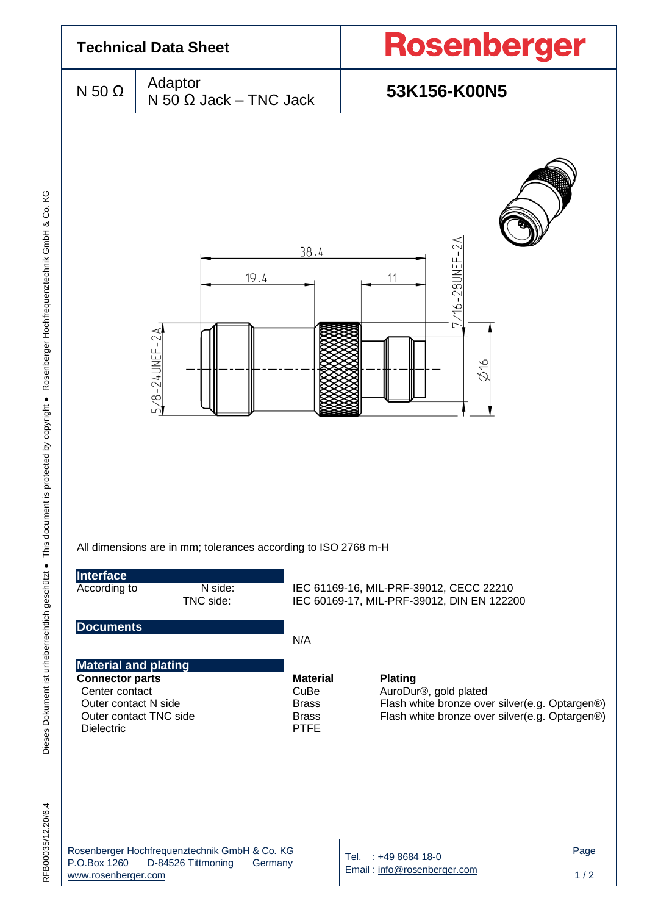# Technical Data Sheet

**Rosenberger**

| N 50 Ω | Adaptor<br>N 50 Ω Jack – TNC Jack | **53K156-K00N5** |
|---|---|---|

38.4

19.4

11

7/16-28UNEF-2A

5/8-24UNEF-2A

Ø16

All dimensions are in mm; tolerances according to ISO 2768 m-H

## Interface

| According to | | |
|---|---|---|
| | N side: | IEC 61169-16, MIL-PRF-39012, CECC 22210 |
| | TNC side: | IEC 60169-17, MIL-PRF-39012, DIN EN 122200 |

## Documents

N/A

## Material and plating

| **Connector parts** | **Material** | **Plating** |
|---|---|---|
| Center contact | CuBe | AuroDur®, gold plated |
| Outer contact N side | Brass | Flash white bronze over silver(e.g. Optargen®) |
| Outer contact TNC side | Brass | Flash white bronze over silver(e.g. Optargen®) |
| Dielectric | PTFE | |

Rosenberger Hochfrequenztechnik GmbH & Co. KG
P.O.Box 1260 D-84526 Tittmoning Germany
www.rosenberger.com

Tel. : +49 8684 18-0
Email : info@rosenberger.com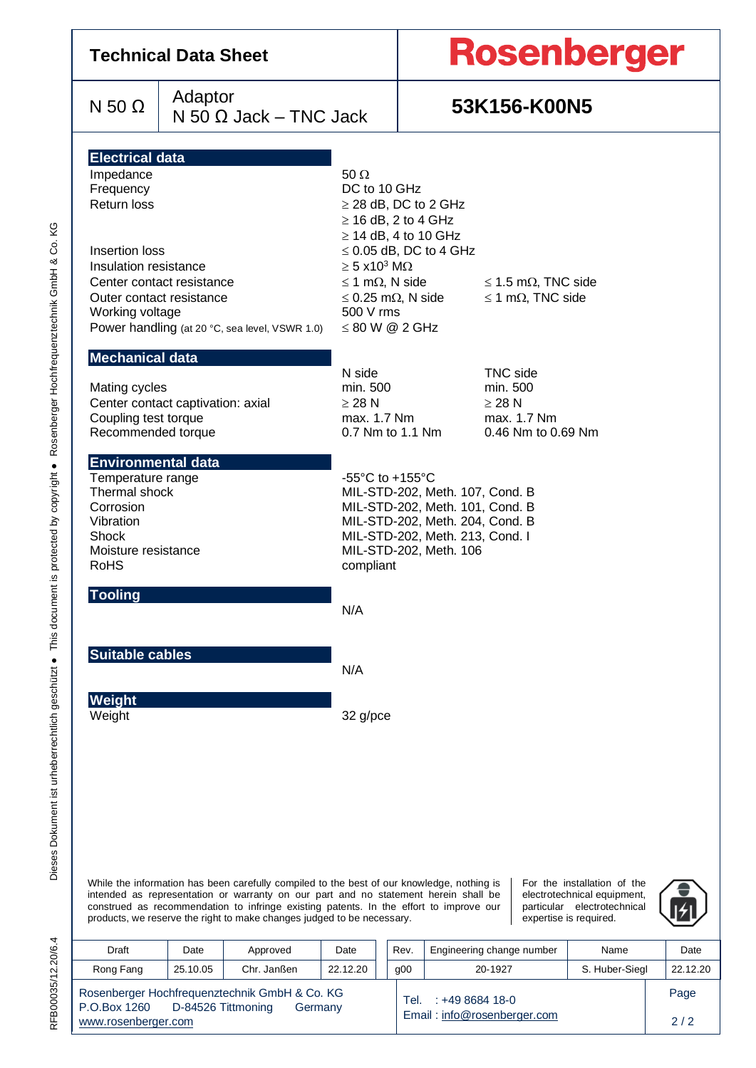# Technical Data Sheet

**Rosenberger**

| N 50 Ω | Adaptor N 50 Ω Jack – TNC Jack | 53K156-K00N5 |
|---|---|---|

## Electrical data

| | | |
|---|---|---|
| Impedance | 50 Ω | |
| Frequency | DC to 10 GHz | |
| Return loss | ≥ 28 dB, DC to 2 GHz | |
| | ≥ 16 dB, 2 to 4 GHz | |
| | ≥ 14 dB, 4 to 10 GHz | |
| Insertion loss | ≤ 0.05 dB, DC to 4 GHz | |
| Insulation resistance | ≥ 5 x10[3] MΩ | |
| Center contact resistance | ≤ 1 mΩ, N side | ≤ 1.5 mΩ, TNC side |
| Outer contact resistance | ≤ 0.25 mΩ, N side | ≤ 1 mΩ, TNC side |
| Working voltage | 500 V rms | |
| Power handling (at 20 °C, sea level, VSWR 1.0) | ≤ 80 W @ 2 GHz | |

## Mechanical data

| | N side | TNC side |
|---|---|---|
| Mating cycles | min. 500 | min. 500 |
| Center contact captivation: axial | ≥ 28 N | ≥ 28 N |
| Coupling test torque | max. 1.7 Nm | max. 1.7 Nm |
| Recommended torque | 0.7 Nm to 1.1 Nm | 0.46 Nm to 0.69 Nm |

## Environmental data

| | |
|---|---|
| Temperature range | -55°C to +155°C |
| Thermal shock | MIL-STD-202, Meth. 107, Cond. B |
| Corrosion | MIL-STD-202, Meth. 101, Cond. B |
| Vibration | MIL-STD-202, Meth. 204, Cond. B |
| Shock | MIL-STD-202, Meth. 213, Cond. I |
| Moisture resistance | MIL-STD-202, Meth. 106 |
| RoHS | compliant |

## Tooling

N/A

## Suitable cables

N/A

## Weight

| | |
|---|---|
| Weight | 32 g/pce |

While the information has been carefully compiled to the best of our knowledge, nothing is intended as representation or warranty on our part and no statement herein shall be construed as recommendation to infringe existing patents. In the effort to improve our products, we reserve the right to make changes judged to be necessary.

For the installation of the electrotechnical equipment, particular electrotechnical expertise is required.

| Draft | Date | Approved | Date | Rev. | Engineering change number | Name | Date |
|---|---|---|---|---|---|---|---|
| Rong Fang | 25.10.05 | Chr. Janßen | 22.12.20 | g00 | 20-1927 | S. Huber-Siegl | 22.12.20 |

Rosenberger Hochfrequenztechnik GmbH & Co. KG
P.O.Box 1260 D-84526 Tittmoning Germany
www.rosenberger.com

Tel. : +49 8684 18-0
Email : info@rosenberger.com

RFB00035/12.20/6.4

Dieses Dokument ist urheberrechtlich geschützt ● This document is protected by copyright ● Rosenberger Hochfrequenztechnik GmbH & Co. KG